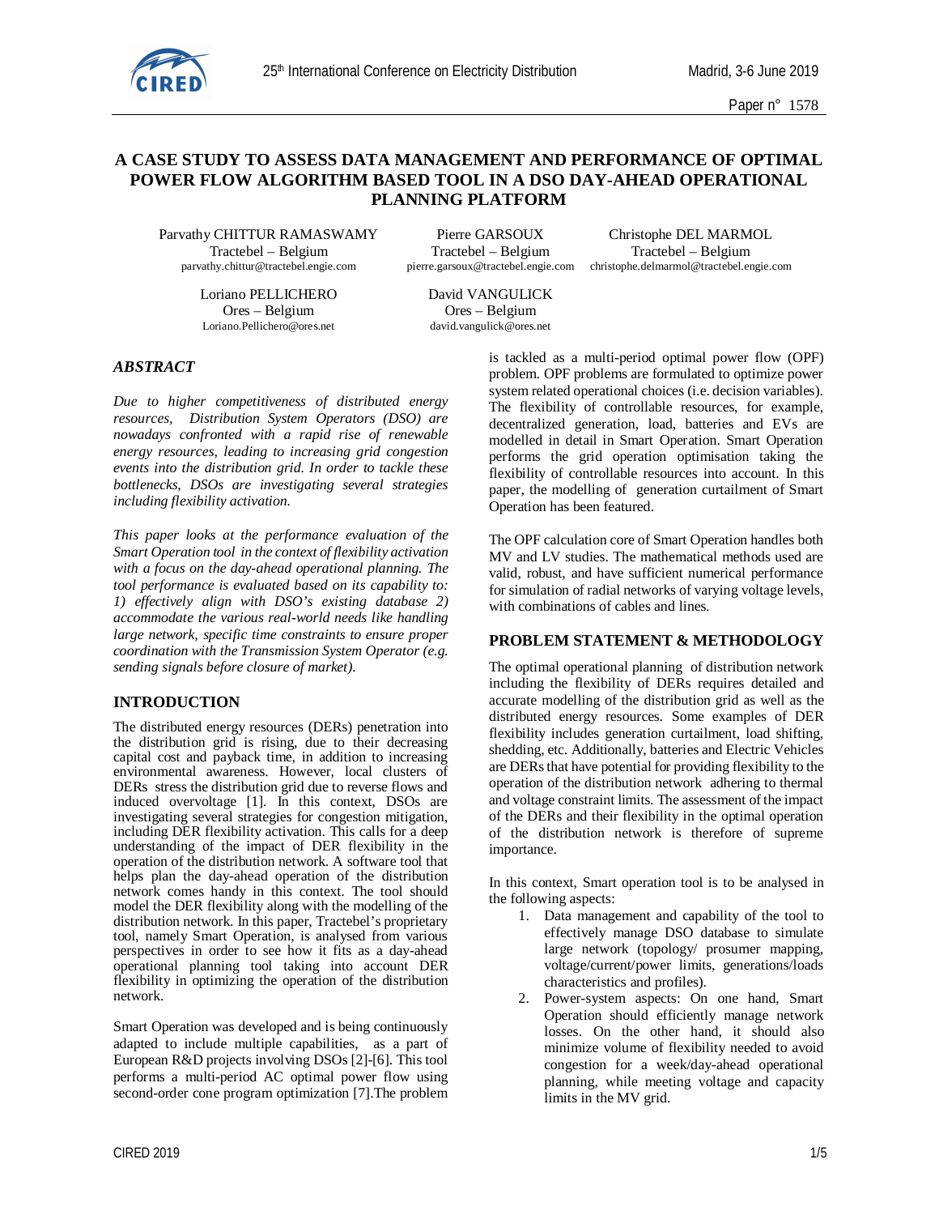# A CASE STUDY TO ASSESS DATA MANAGEMENT AND PERFORMANCE OF OPTIMAL POWER FLOW ALGORITHM BASED TOOL IN A DSO DAY-AHEAD OPERATIONAL PLANNING PLATFORM

Parvathy CHITTUR RAMASWAMY
Tractebel – Belgium
parvathy.chittur@tractebel.engie.com

Pierre GARSOUX
Tractebel – Belgium
pierre.garsoux@tractebel.engie.com

Christophe DEL MARMOL
Tractebel – Belgium
christophe.delmarmol@tractebel.engie.com

Loriano PELLICHERO
Ores – Belgium
Loriano.Pellichero@ores.net

David VANGULICK
Ores – Belgium
david.vangulick@ores.net

## *ABSTRACT*

*Due to higher competitiveness of distributed energy resources, Distribution System Operators (DSO) are nowadays confronted with a rapid rise of renewable energy resources, leading to increasing grid congestion events into the distribution grid. In order to tackle these bottlenecks, DSOs are investigating several strategies including flexibility activation.*

*This paper looks at the performance evaluation of the Smart Operation tool in the context of flexibility activation with a focus on the day-ahead operational planning. The tool performance is evaluated based on its capability to: 1) effectively align with DSO's existing database 2) accommodate the various real-world needs like handling large network, specific time constraints to ensure proper coordination with the Transmission System Operator (e.g. sending signals before closure of market).*

## INTRODUCTION

The distributed energy resources (DERs) penetration into the distribution grid is rising, due to their decreasing capital cost and payback time, in addition to increasing environmental awareness. However, local clusters of DERs stress the distribution grid due to reverse flows and induced overvoltage [1]. In this context, DSOs are investigating several strategies for congestion mitigation, including DER flexibility activation. This calls for a deep understanding of the impact of DER flexibility in the operation of the distribution network. A software tool that helps plan the day-ahead operation of the distribution network comes handy in this context. The tool should model the DER flexibility along with the modelling of the distribution network. In this paper, Tractebel's proprietary tool, namely Smart Operation, is analysed from various perspectives in order to see how it fits as a day-ahead operational planning tool taking into account DER flexibility in optimizing the operation of the distribution network.

Smart Operation was developed and is being continuously adapted to include multiple capabilities, as a part of European R&D projects involving DSOs [2]-[6]. This tool performs a multi-period AC optimal power flow using second-order cone program optimization [7].The problem is tackled as a multi-period optimal power flow (OPF) problem. OPF problems are formulated to optimize power system related operational choices (i.e. decision variables). The flexibility of controllable resources, for example, decentralized generation, load, batteries and EVs are modelled in detail in Smart Operation. Smart Operation performs the grid operation optimisation taking the flexibility of controllable resources into account. In this paper, the modelling of generation curtailment of Smart Operation has been featured.

The OPF calculation core of Smart Operation handles both MV and LV studies. The mathematical methods used are valid, robust, and have sufficient numerical performance for simulation of radial networks of varying voltage levels, with combinations of cables and lines.

## PROBLEM STATEMENT & METHODOLOGY

The optimal operational planning of distribution network including the flexibility of DERs requires detailed and accurate modelling of the distribution grid as well as the distributed energy resources. Some examples of DER flexibility includes generation curtailment, load shifting, shedding, etc. Additionally, batteries and Electric Vehicles are DERs that have potential for providing flexibility to the operation of the distribution network adhering to thermal and voltage constraint limits. The assessment of the impact of the DERs and their flexibility in the optimal operation of the distribution network is therefore of supreme importance.

In this context, Smart operation tool is to be analysed in the following aspects:

1. Data management and capability of the tool to effectively manage DSO database to simulate large network (topology/ prosumer mapping, voltage/current/power limits, generations/loads characteristics and profiles).
2. Power-system aspects: On one hand, Smart Operation should efficiently manage network losses. On the other hand, it should also minimize volume of flexibility needed to avoid congestion for a week/day-ahead operational planning, while meeting voltage and capacity limits in the MV grid.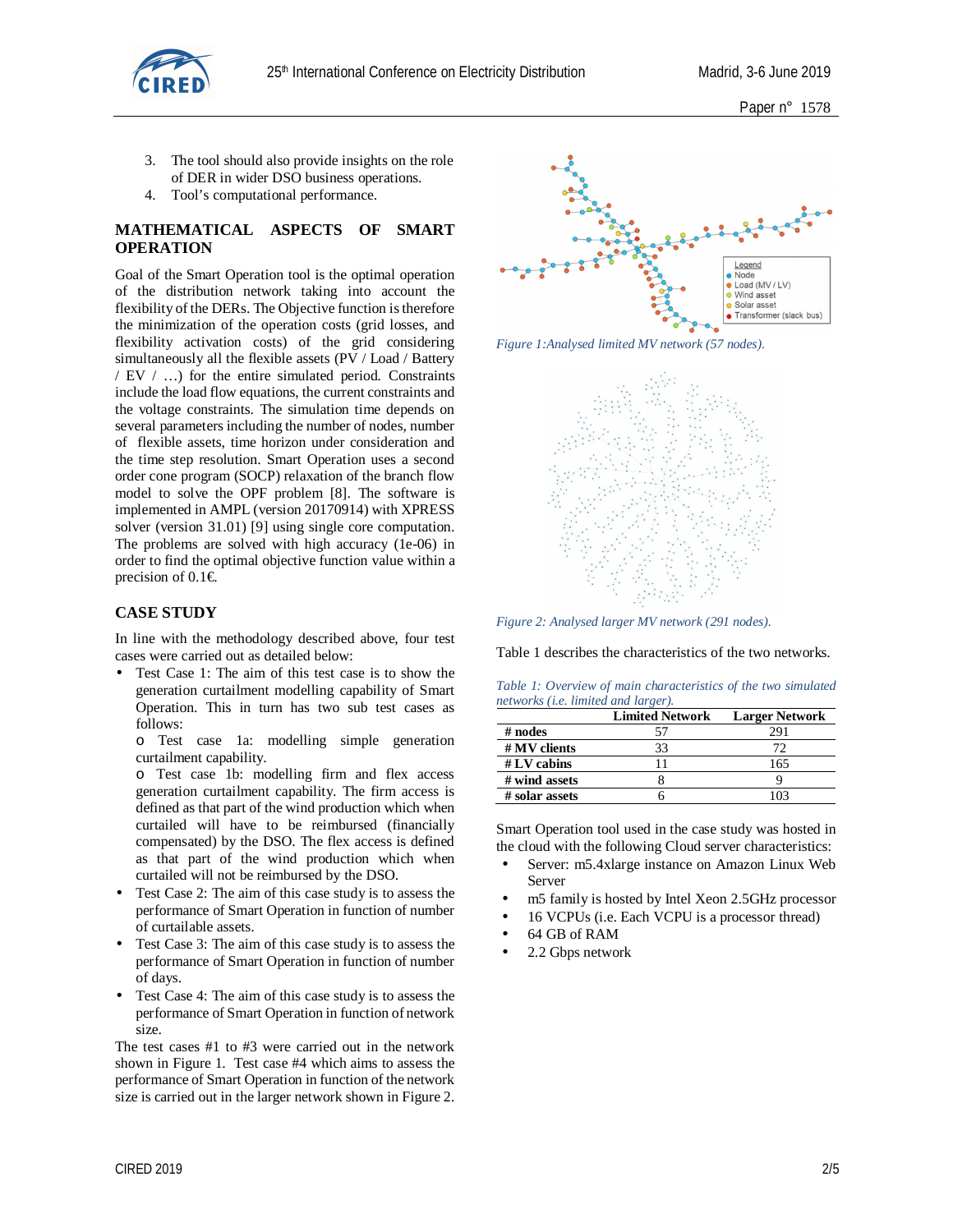3. The tool should also provide insights on the role of DER in wider DSO business operations.
4. Tool's computational performance.

## MATHEMATICAL ASPECTS OF SMART OPERATION

Goal of the Smart Operation tool is the optimal operation of the distribution network taking into account the flexibility of the DERs. The Objective function is therefore the minimization of the operation costs (grid losses, and flexibility activation costs) of the grid considering simultaneously all the flexible assets (PV / Load / Battery / EV / …) for the entire simulated period. Constraints include the load flow equations, the current constraints and the voltage constraints. The simulation time depends on several parameters including the number of nodes, number of flexible assets, time horizon under consideration and the time step resolution. Smart Operation uses a second order cone program (SOCP) relaxation of the branch flow model to solve the OPF problem [8]. The software is implemented in AMPL (version 20170914) with XPRESS solver (version 31.01) [9] using single core computation. The problems are solved with high accuracy (1e-06) in order to find the optimal objective function value within a precision of 0.1€.

## CASE STUDY

In line with the methodology described above, four test cases were carried out as detailed below:

- Test Case 1: The aim of this test case is to show the generation curtailment modelling capability of Smart Operation. This in turn has two sub test cases as follows:
  - Test case 1a: modelling simple generation curtailment capability.
  - Test case 1b: modelling firm and flex access generation curtailment capability. The firm access is defined as that part of the wind production which when curtailed will have to be reimbursed (financially compensated) by the DSO. The flex access is defined as that part of the wind production which when curtailed will not be reimbursed by the DSO.
- Test Case 2: The aim of this case study is to assess the performance of Smart Operation in function of number of curtailable assets.
- Test Case 3: The aim of this case study is to assess the performance of Smart Operation in function of number of days.
- Test Case 4: The aim of this case study is to assess the performance of Smart Operation in function of network size.

The test cases #1 to #3 were carried out in the network shown in Figure 1. Test case #4 which aims to assess the performance of Smart Operation in function of the network size is carried out in the larger network shown in Figure 2.

*Figure 1:Analysed limited MV network (57 nodes).*

*Figure 2: Analysed larger MV network (291 nodes).*

Table 1 describes the characteristics of the two networks.

*Table 1: Overview of main characteristics of the two simulated networks (i.e. limited and larger).*

| | Limited Network | Larger Network |
|---|---|---|
| **# nodes** | 57 | 291 |
| **# MV clients** | 33 | 72 |
| **# LV cabins** | 11 | 165 |
| **# wind assets** | 8 | 9 |
| **# solar assets** | 6 | 103 |

Smart Operation tool used in the case study was hosted in the cloud with the following Cloud server characteristics:

- Server: m5.4xlarge instance on Amazon Linux Web Server
- m5 family is hosted by Intel Xeon 2.5GHz processor
- 16 VCPUs (i.e. Each VCPU is a processor thread)
- 64 GB of RAM
- 2.2 Gbps network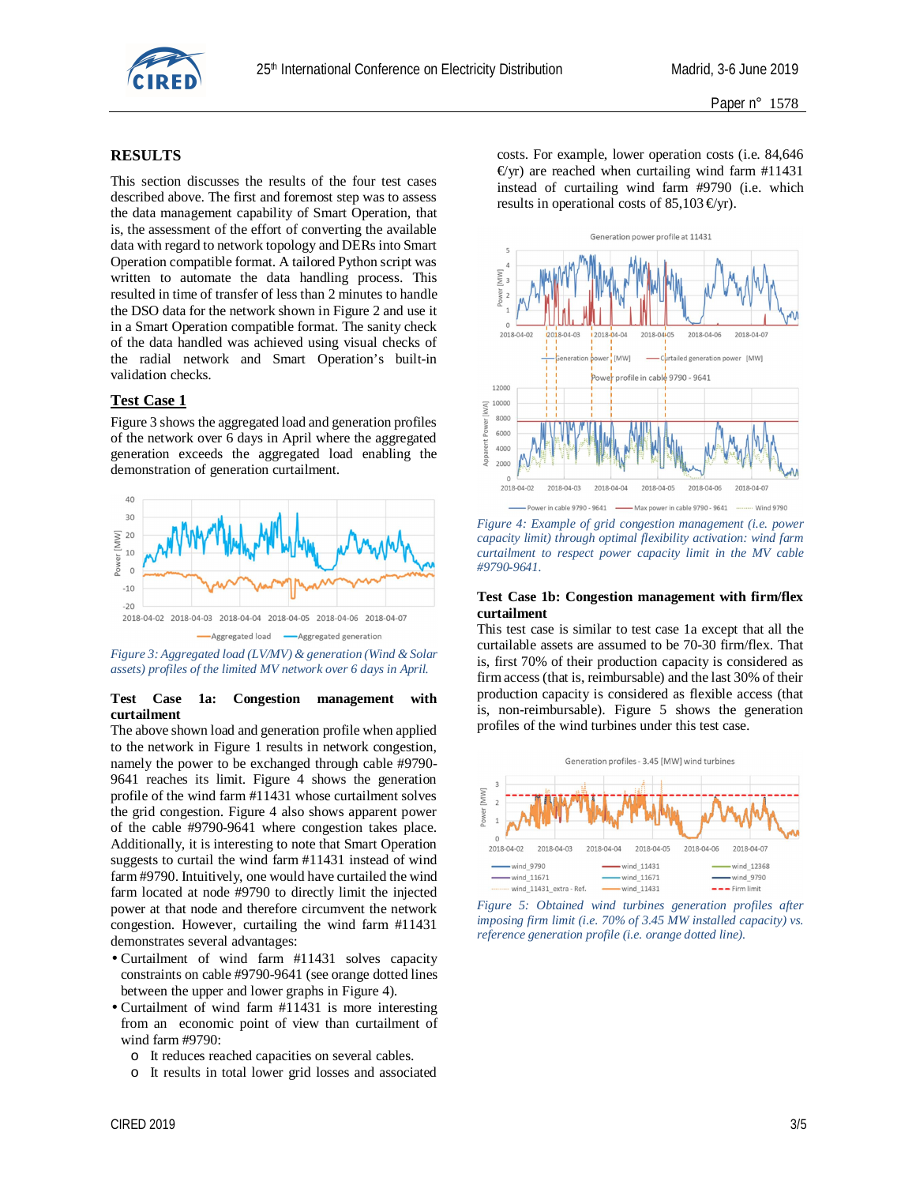## RESULTS

This section discusses the results of the four test cases described above. The first and foremost step was to assess the data management capability of Smart Operation, that is, the assessment of the effort of converting the available data with regard to network topology and DERs into Smart Operation compatible format. A tailored Python script was written to automate the data handling process. This resulted in time of transfer of less than 2 minutes to handle the DSO data for the network shown in Figure 2 and use it in a Smart Operation compatible format. The sanity check of the data handled was achieved using visual checks of the radial network and Smart Operation's built-in validation checks.

### Test Case 1

Figure 3 shows the aggregated load and generation profiles of the network over 6 days in April where the aggregated generation exceeds the aggregated load enabling the demonstration of generation curtailment.

*Figure 3: Aggregated load (LV/MV) & generation (Wind & Solar assets) profiles of the limited MV network over 6 days in April.*

**Test Case 1a: Congestion management with curtailment**

The above shown load and generation profile when applied to the network in Figure 1 results in network congestion, namely the power to be exchanged through cable #9790-9641 reaches its limit. Figure 4 shows the generation profile of the wind farm #11431 whose curtailment solves the grid congestion. Figure 4 also shows apparent power of the cable #9790-9641 where congestion takes place. Additionally, it is interesting to note that Smart Operation suggests to curtail the wind farm #11431 instead of wind farm #9790. Intuitively, one would have curtailed the wind farm located at node #9790 to directly limit the injected power at that node and therefore circumvent the network congestion. However, curtailing the wind farm #11431 demonstrates several advantages:

- Curtailment of wind farm #11431 solves capacity constraints on cable #9790-9641 (see orange dotted lines between the upper and lower graphs in Figure 4).
- Curtailment of wind farm #11431 is more interesting from an economic point of view than curtailment of wind farm #9790:
  - It reduces reached capacities on several cables.
  - It results in total lower grid losses and associated costs. For example, lower operation costs (i.e. 84,646 €/yr) are reached when curtailing wind farm #11431 instead of curtailing wind farm #9790 (i.e. which results in operational costs of 85,103 €/yr).

*Figure 4: Example of grid congestion management (i.e. power capacity limit) through optimal flexibility activation: wind farm curtailment to respect power capacity limit in the MV cable #9790-9641.*

**Test Case 1b: Congestion management with firm/flex curtailment**

This test case is similar to test case 1a except that all the curtailable assets are assumed to be 70-30 firm/flex. That is, first 70% of their production capacity is considered as firm access (that is, reimbursable) and the last 30% of their production capacity is considered as flexible access (that is, non-reimbursable). Figure 5 shows the generation profiles of the wind turbines under this test case.

*Figure 5: Obtained wind turbines generation profiles after imposing firm limit (i.e. 70% of 3.45 MW installed capacity) vs. reference generation profile (i.e. orange dotted line).*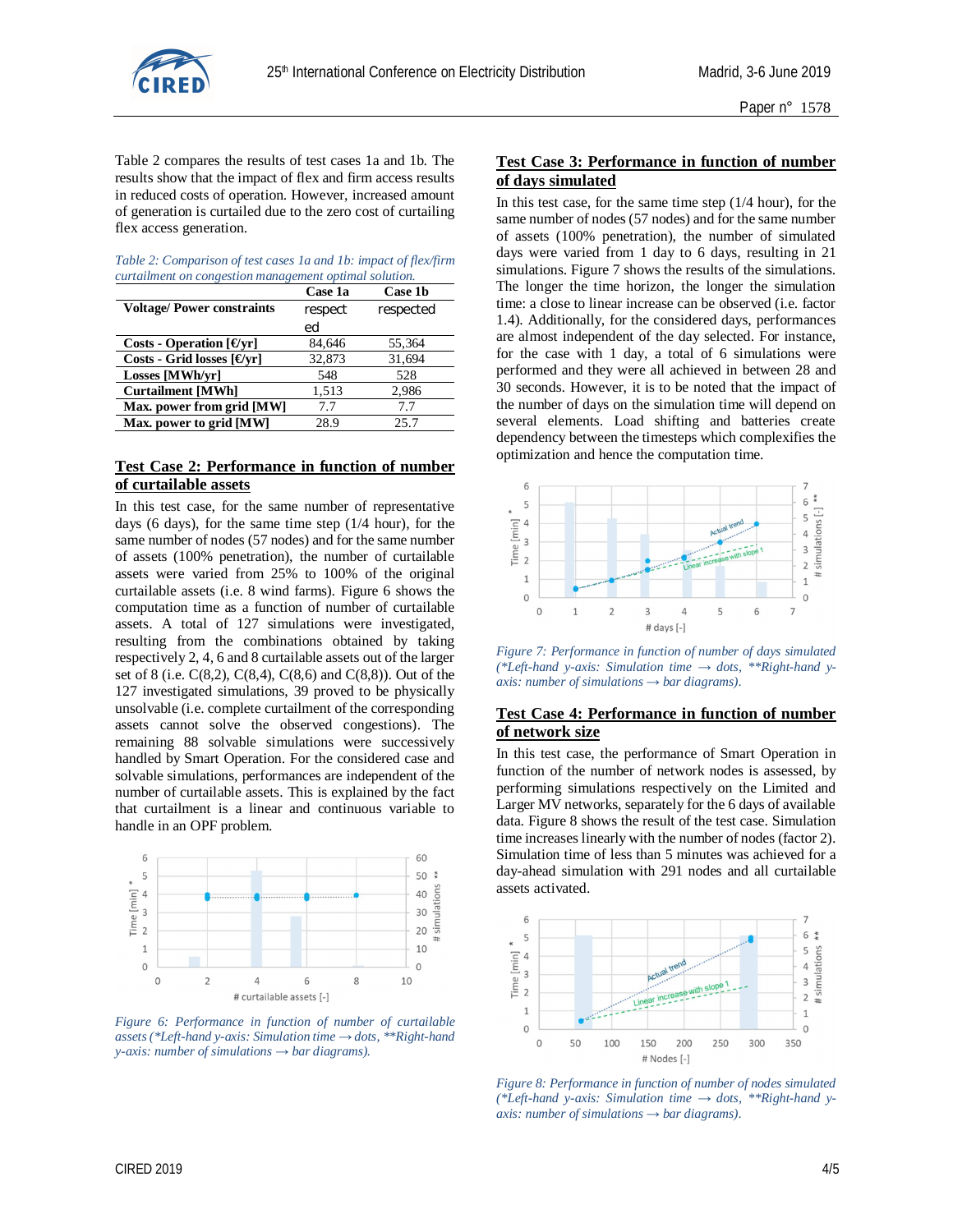Table 2 compares the results of test cases 1a and 1b. The results show that the impact of flex and firm access results in reduced costs of operation. However, increased amount of generation is curtailed due to the zero cost of curtailing flex access generation.

*Table 2: Comparison of test cases 1a and 1b: impact of flex/firm curtailment on congestion management optimal solution.*

| | Case 1a | Case 1b |
|---|---|---|
| **Voltage/ Power constraints** | respected | respected |
| **Costs - Operation [€/yr]** | 84,646 | 55,364 |
| **Costs - Grid losses [€/yr]** | 32,873 | 31,694 |
| **Losses [MWh/yr]** | 548 | 528 |
| **Curtailment [MWh]** | 1,513 | 2,986 |
| **Max. power from grid [MW]** | 7.7 | 7.7 |
| **Max. power to grid [MW]** | 28.9 | 25.7 |

## Test Case 2: Performance in function of number of curtailable assets

In this test case, for the same number of representative days (6 days), for the same time step (1/4 hour), for the same number of nodes (57 nodes) and for the same number of assets (100% penetration), the number of curtailable assets were varied from 25% to 100% of the original curtailable assets (i.e. 8 wind farms). Figure 6 shows the computation time as a function of number of curtailable assets. A total of 127 simulations were investigated, resulting from the combinations obtained by taking respectively 2, 4, 6 and 8 curtailable assets out of the larger set of 8 (i.e. C(8,2), C(8,4), C(8,6) and C(8,8)). Out of the 127 investigated simulations, 39 proved to be physically unsolvable (i.e. complete curtailment of the corresponding assets cannot solve the observed congestions). The remaining 88 solvable simulations were successively handled by Smart Operation. For the considered case and solvable simulations, performances are independent of the number of curtailable assets. This is explained by the fact that curtailment is a linear and continuous variable to handle in an OPF problem.

*Figure 6: Performance in function of number of curtailable assets (*Left-hand y-axis: Simulation time → dots, **Right-hand y-axis: number of simulations → bar diagrams).*

## Test Case 3: Performance in function of number of days simulated

In this test case, for the same time step (1/4 hour), for the same number of nodes (57 nodes) and for the same number of assets (100% penetration), the number of simulated days were varied from 1 day to 6 days, resulting in 21 simulations. Figure 7 shows the results of the simulations. The longer the time horizon, the longer the simulation time: a close to linear increase can be observed (i.e. factor 1.4). Additionally, for the considered days, performances are almost independent of the day selected. For instance, for the case with 1 day, a total of 6 simulations were performed and they were all achieved in between 28 and 30 seconds. However, it is to be noted that the impact of the number of days on the simulation time will depend on several elements. Load shifting and batteries create dependency between the timesteps which complexifies the optimization and hence the computation time.

*Figure 7: Performance in function of number of days simulated (*Left-hand y-axis: Simulation time → dots, **Right-hand y-axis: number of simulations → bar diagrams).*

## Test Case 4: Performance in function of number of network size

In this test case, the performance of Smart Operation in function of the number of network nodes is assessed, by performing simulations respectively on the Limited and Larger MV networks, separately for the 6 days of available data. Figure 8 shows the result of the test case. Simulation time increases linearly with the number of nodes (factor 2). Simulation time of less than 5 minutes was achieved for a day-ahead simulation with 291 nodes and all curtailable assets activated.

*Figure 8: Performance in function of number of nodes simulated (*Left-hand y-axis: Simulation time → dots, **Right-hand y-axis: number of simulations → bar diagrams).*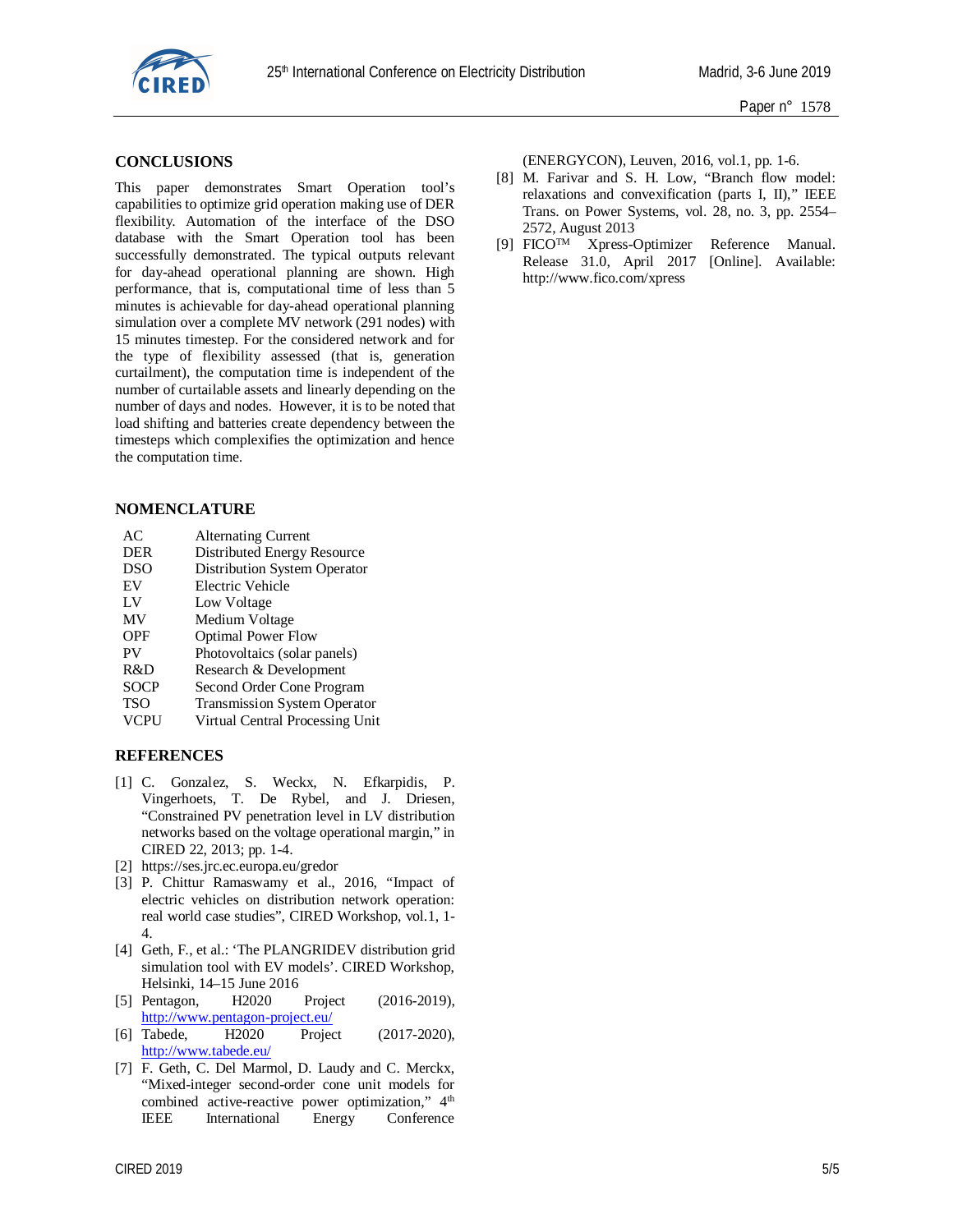## CONCLUSIONS

This paper demonstrates Smart Operation tool's capabilities to optimize grid operation making use of DER flexibility. Automation of the interface of the DSO database with the Smart Operation tool has been successfully demonstrated. The typical outputs relevant for day-ahead operational planning are shown. High performance, that is, computational time of less than 5 minutes is achievable for day-ahead operational planning simulation over a complete MV network (291 nodes) with 15 minutes timestep. For the considered network and for the type of flexibility assessed (that is, generation curtailment), the computation time is independent of the number of curtailable assets and linearly depending on the number of days and nodes. However, it is to be noted that load shifting and batteries create dependency between the timesteps which complexifies the optimization and hence the computation time.

## NOMENCLATURE

| | |
|---|---|
| AC | Alternating Current |
| DER | Distributed Energy Resource |
| DSO | Distribution System Operator |
| EV | Electric Vehicle |
| LV | Low Voltage |
| MV | Medium Voltage |
| OPF | Optimal Power Flow |
| PV | Photovoltaics (solar panels) |
| R&D | Research & Development |
| SOCP | Second Order Cone Program |
| TSO | Transmission System Operator |
| VCPU | Virtual Central Processing Unit |

## REFERENCES

[1] C. Gonzalez, S. Weckx, N. Efkarpidis, P. Vingerhoets, T. De Rybel, and J. Driesen, "Constrained PV penetration level in LV distribution networks based on the voltage operational margin," in CIRED 22, 2013; pp. 1-4.

[2] https://ses.jrc.ec.europa.eu/gredor

[3] P. Chittur Ramaswamy et al., 2016, "Impact of electric vehicles on distribution network operation: real world case studies", CIRED Workshop, vol.1, 1-4.

[4] Geth, F., et al.: 'The PLANGRIDEV distribution grid simulation tool with EV models'. CIRED Workshop, Helsinki, 14–15 June 2016

[5] Pentagon, H2020 Project (2016-2019), http://www.pentagon-project.eu/

[6] Tabede, H2020 Project (2017-2020), http://www.tabede.eu/

[7] F. Geth, C. Del Marmol, D. Laudy and C. Merckx, "Mixed-integer second-order cone unit models for combined active-reactive power optimization," 4th IEEE International Energy Conference (ENERGYCON), Leuven, 2016, vol.1, pp. 1-6.

[8] M. Farivar and S. H. Low, "Branch flow model: relaxations and convexification (parts I, II)," IEEE Trans. on Power Systems, vol. 28, no. 3, pp. 2554–2572, August 2013

[9] FICO™ Xpress-Optimizer Reference Manual. Release 31.0, April 2017 [Online]. Available: http://www.fico.com/xpress